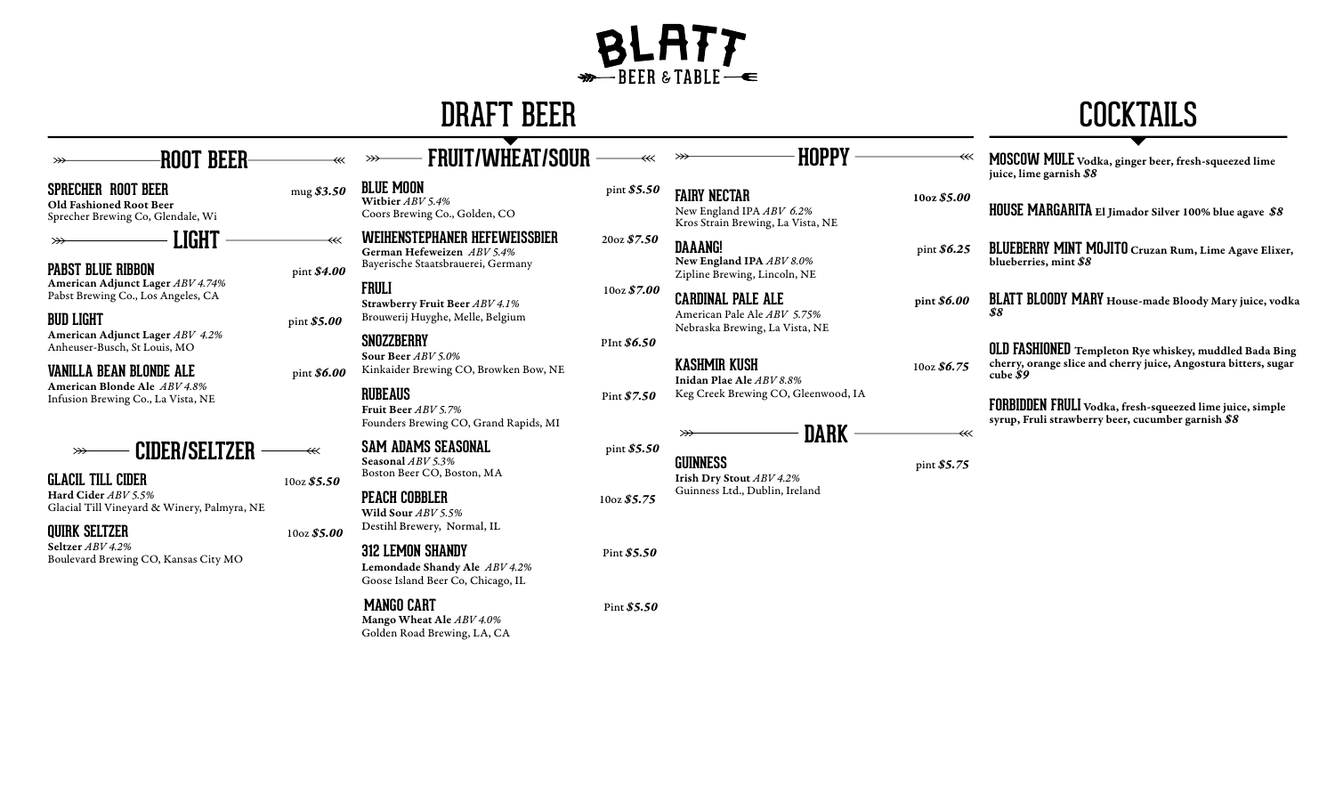# BLATT

BEER & TABLE

## DRAFT BEER

### ROOT BEER

**SPRECHER ROOT BEER** — mug *$3.50*
**Old Fashioned Root Beer**
Sprecher Brewing Co, Glendale, Wi

### LIGHT

**PABST BLUE RIBBON** — pint *$4.00*
**American Adjunct Lager** *ABV 4.74%*
Pabst Brewing Co., Los Angeles, CA

**BUD LIGHT** — pint *$5.00*
**American Adjunct Lager** *ABV 4.2%*
Anheuser-Busch, St Louis, MO

**VANILLA BEAN BLONDE ALE** — pint *$6.00*
**American Blonde Ale** *ABV 4.8%*
Infusion Brewing Co., La Vista, NE

### CIDER/SELTZER

**GLACIL TILL CIDER** — 10oz *$5.50*
**Hard Cider** *ABV 5.5%*
Glacial Till Vineyard & Winery, Palmyra, NE

**QUIRK SELTZER** — 10oz *$5.00*
**Seltzer** *ABV 4.2%*
Boulevard Brewing CO, Kansas City MO

### FRUIT/WHEAT/SOUR

**BLUE MOON** — pint *$5.50*
**Witbier** *ABV 5.4%*
Coors Brewing Co., Golden, CO

**WEIHENSTEPHANER HEFEWEISSBIER** — 20oz *$7.50*
**German Hefeweizen** *ABV 5.4%*
Bayerische Staatsbrauerei, Germany

**FRULI** — 10oz *$7.00*
**Strawberry Fruit Beer** *ABV 4.1%*
Brouwerij Huyghe, Melle, Belgium

**SNOZZBERRY** — PInt *$6.50*
**Sour Beer** *ABV 5.0%*
Kinkaider Brewing CO, Browken Bow, NE

**RUBEAUS** — Pint *$7.50*
**Fruit Beer** *ABV 5.7%*
Founders Brewing CO, Grand Rapids, MI

**SAM ADAMS SEASONAL** — pint *$5.50*
**Seasonal** *ABV 5.3%*
Boston Beer CO, Boston, MA

**PEACH COBBLER** — 10oz *$5.75*
**Wild Sour** *ABV 5.5%*
Destihl Brewery, Normal, IL

**312 LEMON SHANDY** — Pint *$5.50*
**Lemondade Shandy Ale** *ABV 4.2%*
Goose Island Beer Co, Chicago, IL

**MANGO CART** — Pint *$5.50*
**Mango Wheat Ale** *ABV 4.0%*
Golden Road Brewing, LA, CA

### HOPPY

**FAIRY NECTAR** — 10oz *$5.00*
New England IPA *ABV 6.2%*
Kros Strain Brewing, La Vista, NE

**DAAANG!** — pint *$6.25*
**New England IPA** *ABV 8.0%*
Zipline Brewing, Lincoln, NE

**CARDINAL PALE ALE** — pint *$6.00*
American Pale Ale *ABV 5.75%*
Nebraska Brewing, La Vista, NE

**KASHMIR KUSH** — 10oz *$6.75*
**Inidan Plae Ale** *ABV 8.8%*
Keg Creek Brewing CO, Gleenwood, IA

### DARK

**GUINNESS** — pint *$5.75*
**Irish Dry Stout** *ABV 4.2%*
Guinness Ltd., Dublin, Ireland

## COCKTAILS

**MOSCOW MULE** **Vodka, ginger beer, fresh-squeezed lime juice, lime garnish** *$8*

**HOUSE MARGARITA** **El Jimador Silver 100% blue agave** *$8*

**BLUEBERRY MINT MOJITO** **Cruzan Rum, Lime Agave Elixer, blueberries, mint** *$8*

**BLATT BLOODY MARY** **House-made Bloody Mary juice, vodka** *$8*

**OLD FASHIONED** **Templeton Rye whiskey, muddled Bada Bing cherry, orange slice and cherry juice, Angostura bitters, sugar cube** *$9*

**FORBIDDEN FRULI** **Vodka, fresh-squeezed lime juice, simple syrup, Fruli strawberry beer, cucumber garnish** *$8*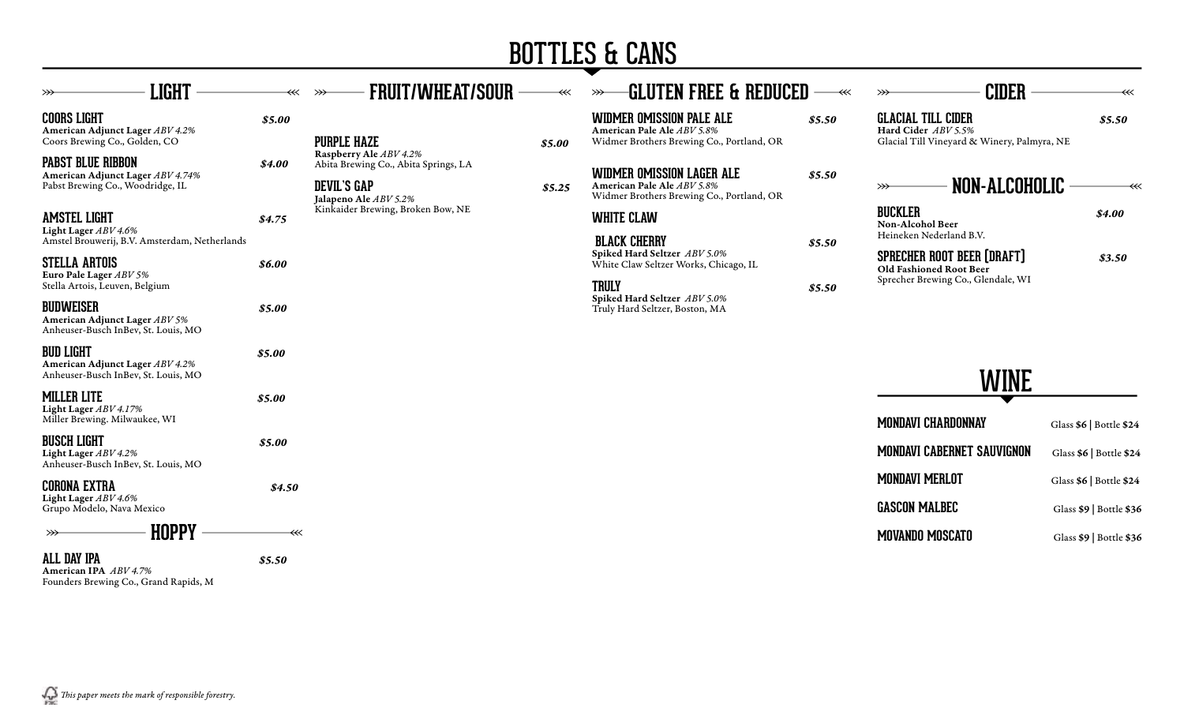# BOTTLES & CANS

## LIGHT

**COORS LIGHT** *$5.00*
**American Adjunct Lager** *ABV 4.2%*
Coors Brewing Co., Golden, CO

**PABST BLUE RIBBON** *$4.00*
**American Adjunct Lager** *ABV 4.74%*
Pabst Brewing Co., Woodridge, IL

**AMSTEL LIGHT** *$4.75*
**Light Lager** *ABV 4.6%*
Amstel Brouwerij, B.V. Amsterdam, Netherlands

**STELLA ARTOIS** *$6.00*
**Euro Pale Lager** *ABV 5%*
Stella Artois, Leuven, Belgium

**BUDWEISER** *$5.00*
**American Adjunct Lager** *ABV 5%*
Anheuser-Busch InBev, St. Louis, MO

**BUD LIGHT** *$5.00*
**American Adjunct Lager** *ABV 4.2%*
Anheuser-Busch InBev, St. Louis, MO

**MILLER LITE** *$5.00*
**Light Lager** *ABV 4.17%*
Miller Brewing. Milwaukee, WI

**BUSCH LIGHT** *$5.00*
**Light Lager** *ABV 4.2%*
Anheuser-Busch InBev, St. Louis, MO

**CORONA EXTRA** *$4.50*
**Light Lager** *ABV 4.6%*
Grupo Modelo, Nava Mexico

## HOPPY

**ALL DAY IPA** *$5.50*
**American IPA** *ABV 4.7%*
Founders Brewing Co., Grand Rapids, M

## FRUIT/WHEAT/SOUR

**PURPLE HAZE** *$5.00*
**Raspberry Ale** *ABV 4.2%*
Abita Brewing Co., Abita Springs, LA

**DEVIL'S GAP** *$5.25*
**Jalapeno Ale** *ABV 5.2%*
Kinkaider Brewing, Broken Bow, NE

## GLUTEN FREE & REDUCED

**WIDMER OMISSION PALE ALE** *$5.50*
**American Pale Ale** *ABV 5.8%*
Widmer Brothers Brewing Co., Portland, OR

**WIDMER OMISSION LAGER ALE** *$5.50*
**American Pale Ale** *ABV 5.8%*
Widmer Brothers Brewing Co., Portland, OR

**WHITE CLAW**

**BLACK CHERRY** *$5.50*
**Spiked Hard Seltzer** *ABV 5.0%*
White Claw Seltzer Works, Chicago, IL

**TRULY** *$5.50*
**Spiked Hard Seltzer** *ABV 5.0%*
Truly Hard Seltzer, Boston, MA

## CIDER

**GLACIAL TILL CIDER** *$5.50*
**Hard Cider** *ABV 5.5%*
Glacial Till Vineyard & Winery, Palmyra, NE

## NON-ALCOHOLIC

**BUCKLER** *$4.00*
**Non-Alcohol Beer**
Heineken Nederland B.V.

**SPRECHER ROOT BEER [DRAFT]** *$3.50*
**Old Fashioned Root Beer**
Sprecher Brewing Co., Glendale, WI

# WINE

| | |
|---|---|
| **MONDAVI CHARDONNAY** | Glass **$6** \| Bottle **$24** |
| **MONDAVI CABERNET SAUVIGNON** | Glass **$6** \| Bottle **$24** |
| **MONDAVI MERLOT** | Glass **$6** \| Bottle **$24** |
| **GASCON MALBEC** | Glass **$9** \| Bottle **$36** |
| **MOVANDO MOSCATO** | Glass **$9** \| Bottle **$36** |

*This paper meets the mark of responsible forestry.*